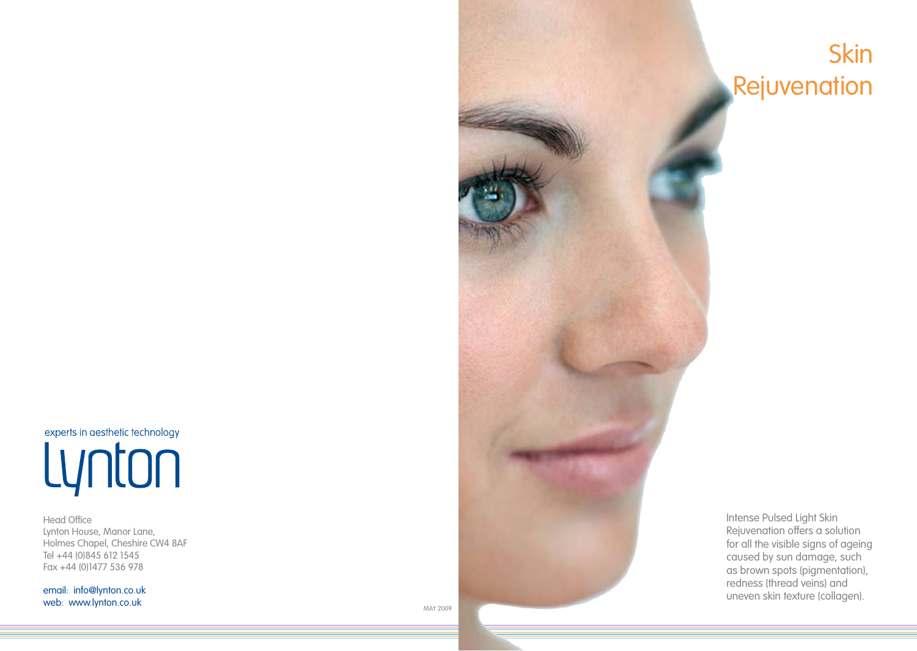# Skin Rejuvenation

Intense Pulsed Light Skin Rejuvenation offers a solution for all the visible signs of ageing caused by sun damage, such as brown spots (pigmentation), redness (thread veins) and uneven skin texture (collagen).

experts in aesthetic technology

Lynton

Head Office
Lynton House, Manor Lane,
Holmes Chapel, Cheshire CW4 8AF
Tel +44 (0)845 612 1545
Fax +44 (0)1477 536 978

email: info@lynton.co.uk
web: www.lynton.co.uk

MAY 2009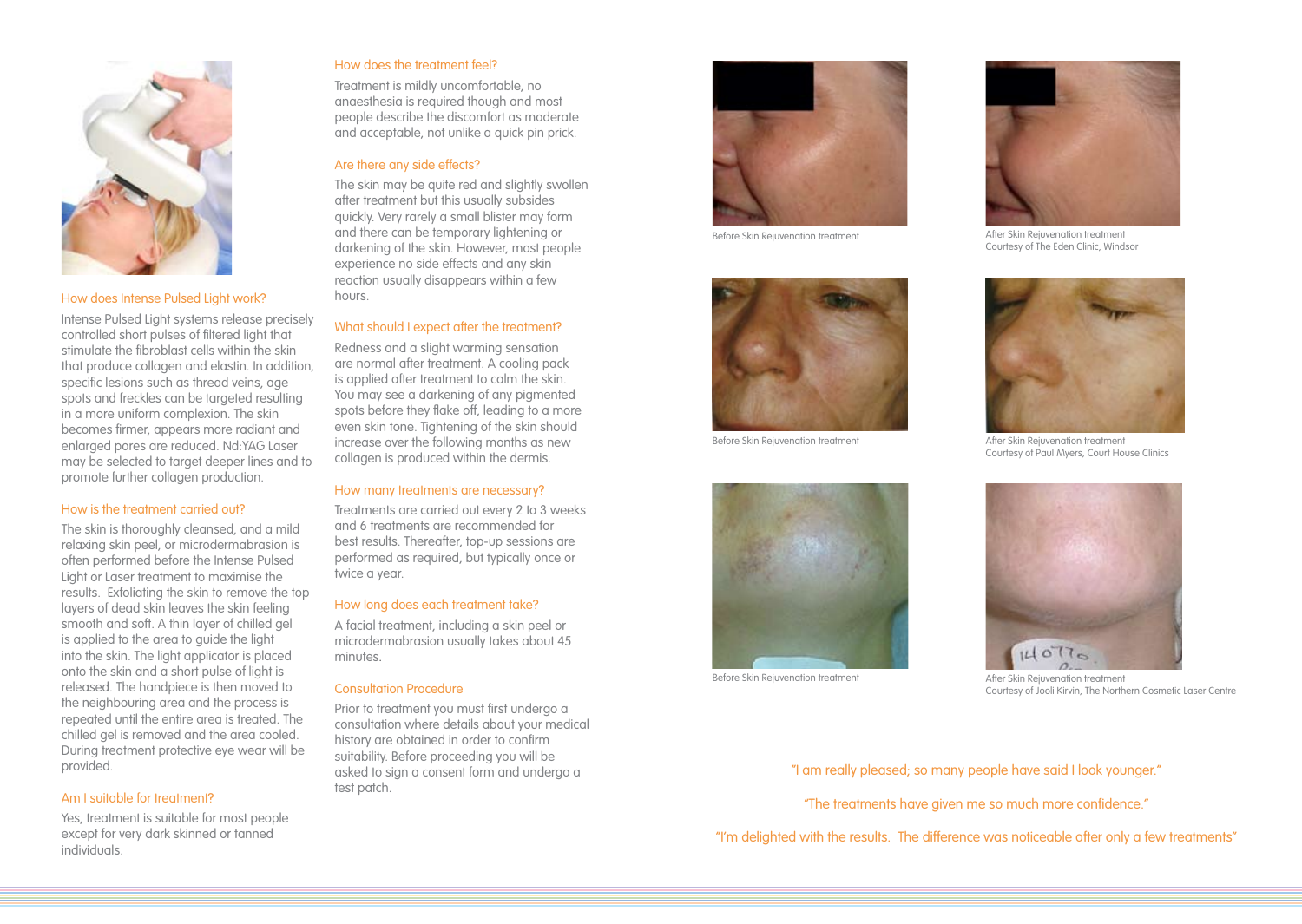### How does Intense Pulsed Light work?

Intense Pulsed Light systems release precisely controlled short pulses of filtered light that stimulate the fibroblast cells within the skin that produce collagen and elastin. In addition, specific lesions such as thread veins, age spots and freckles can be targeted resulting in a more uniform complexion. The skin becomes firmer, appears more radiant and enlarged pores are reduced. Nd:YAG Laser may be selected to target deeper lines and to promote further collagen production.

### How is the treatment carried out?

The skin is thoroughly cleansed, and a mild relaxing skin peel, or microdermabrasion is often performed before the Intense Pulsed Light or Laser treatment to maximise the results. Exfoliating the skin to remove the top layers of dead skin leaves the skin feeling smooth and soft. A thin layer of chilled gel is applied to the area to guide the light into the skin. The light applicator is placed onto the skin and a short pulse of light is released. The handpiece is then moved to the neighbouring area and the process is repeated until the entire area is treated. The chilled gel is removed and the area cooled. During treatment protective eye wear will be provided.

### Am I suitable for treatment?

Yes, treatment is suitable for most people except for very dark skinned or tanned individuals.

### How does the treatment feel?

Treatment is mildly uncomfortable, no anaesthesia is required though and most people describe the discomfort as moderate and acceptable, not unlike a quick pin prick.

### Are there any side effects?

The skin may be quite red and slightly swollen after treatment but this usually subsides quickly. Very rarely a small blister may form and there can be temporary lightening or darkening of the skin. However, most people experience no side effects and any skin reaction usually disappears within a few hours.

### What should I expect after the treatment?

Redness and a slight warming sensation are normal after treatment. A cooling pack is applied after treatment to calm the skin. You may see a darkening of any pigmented spots before they flake off, leading to a more even skin tone. Tightening of the skin should increase over the following months as new collagen is produced within the dermis.

### How many treatments are necessary?

Treatments are carried out every 2 to 3 weeks and 6 treatments are recommended for best results. Thereafter, top-up sessions are performed as required, but typically once or twice a year.

### How long does each treatment take?

A facial treatment, including a skin peel or microdermabrasion usually takes about 45 minutes.

### Consultation Procedure

Prior to treatment you must first undergo a consultation where details about your medical history are obtained in order to confirm suitability. Before proceeding you will be asked to sign a consent form and undergo a test patch.

Before Skin Rejuvenation treatment

After Skin Rejuvenation treatment
Courtesy of The Eden Clinic, Windsor

Before Skin Rejuvenation treatment

After Skin Rejuvenation treatment
Courtesy of Paul Myers, Court House Clinics

Before Skin Rejuvenation treatment

After Skin Rejuvenation treatment
Courtesy of Jooli Kirvin, The Northern Cosmetic Laser Centre

"I am really pleased; so many people have said I look younger."

"The treatments have given me so much more confidence."

"I'm delighted with the results. The difference was noticeable after only a few treatments"